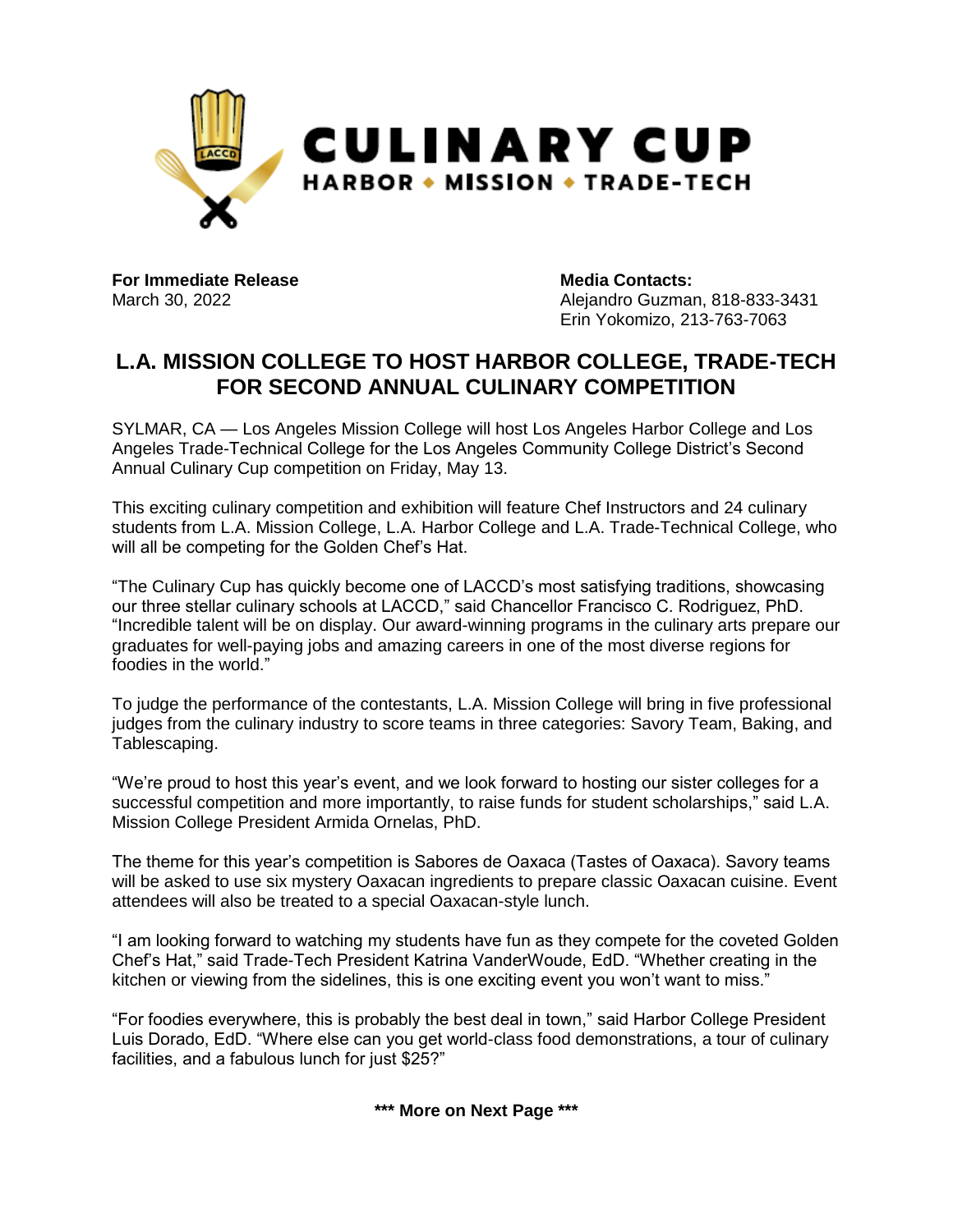# CULINARY CUP

**HARBOR ◆ MISSION ◆ TRADE-TECH**

**For Immediate Release**
March 30, 2022

**Media Contacts:**
Alejandro Guzman, 818-833-3431
Erin Yokomizo, 213-763-7063

## L.A. MISSION COLLEGE TO HOST HARBOR COLLEGE, TRADE-TECH FOR SECOND ANNUAL CULINARY COMPETITION

SYLMAR, CA — Los Angeles Mission College will host Los Angeles Harbor College and Los Angeles Trade-Technical College for the Los Angeles Community College District's Second Annual Culinary Cup competition on Friday, May 13.

This exciting culinary competition and exhibition will feature Chef Instructors and 24 culinary students from L.A. Mission College, L.A. Harbor College and L.A. Trade-Technical College, who will all be competing for the Golden Chef's Hat.

"The Culinary Cup has quickly become one of LACCD's most satisfying traditions, showcasing our three stellar culinary schools at LACCD," said Chancellor Francisco C. Rodriguez, PhD. "Incredible talent will be on display. Our award-winning programs in the culinary arts prepare our graduates for well-paying jobs and amazing careers in one of the most diverse regions for foodies in the world."

To judge the performance of the contestants, L.A. Mission College will bring in five professional judges from the culinary industry to score teams in three categories: Savory Team, Baking, and Tablescaping.

"We're proud to host this year's event, and we look forward to hosting our sister colleges for a successful competition and more importantly, to raise funds for student scholarships," said L.A. Mission College President Armida Ornelas, PhD.

The theme for this year's competition is Sabores de Oaxaca (Tastes of Oaxaca). Savory teams will be asked to use six mystery Oaxacan ingredients to prepare classic Oaxacan cuisine. Event attendees will also be treated to a special Oaxacan-style lunch.

"I am looking forward to watching my students have fun as they compete for the coveted Golden Chef's Hat," said Trade-Tech President Katrina VanderWoude, EdD. "Whether creating in the kitchen or viewing from the sidelines, this is one exciting event you won't want to miss."

"For foodies everywhere, this is probably the best deal in town," said Harbor College President Luis Dorado, EdD. "Where else can you get world-class food demonstrations, a tour of culinary facilities, and a fabulous lunch for just $25?"

**\*\*\* More on Next Page \*\*\***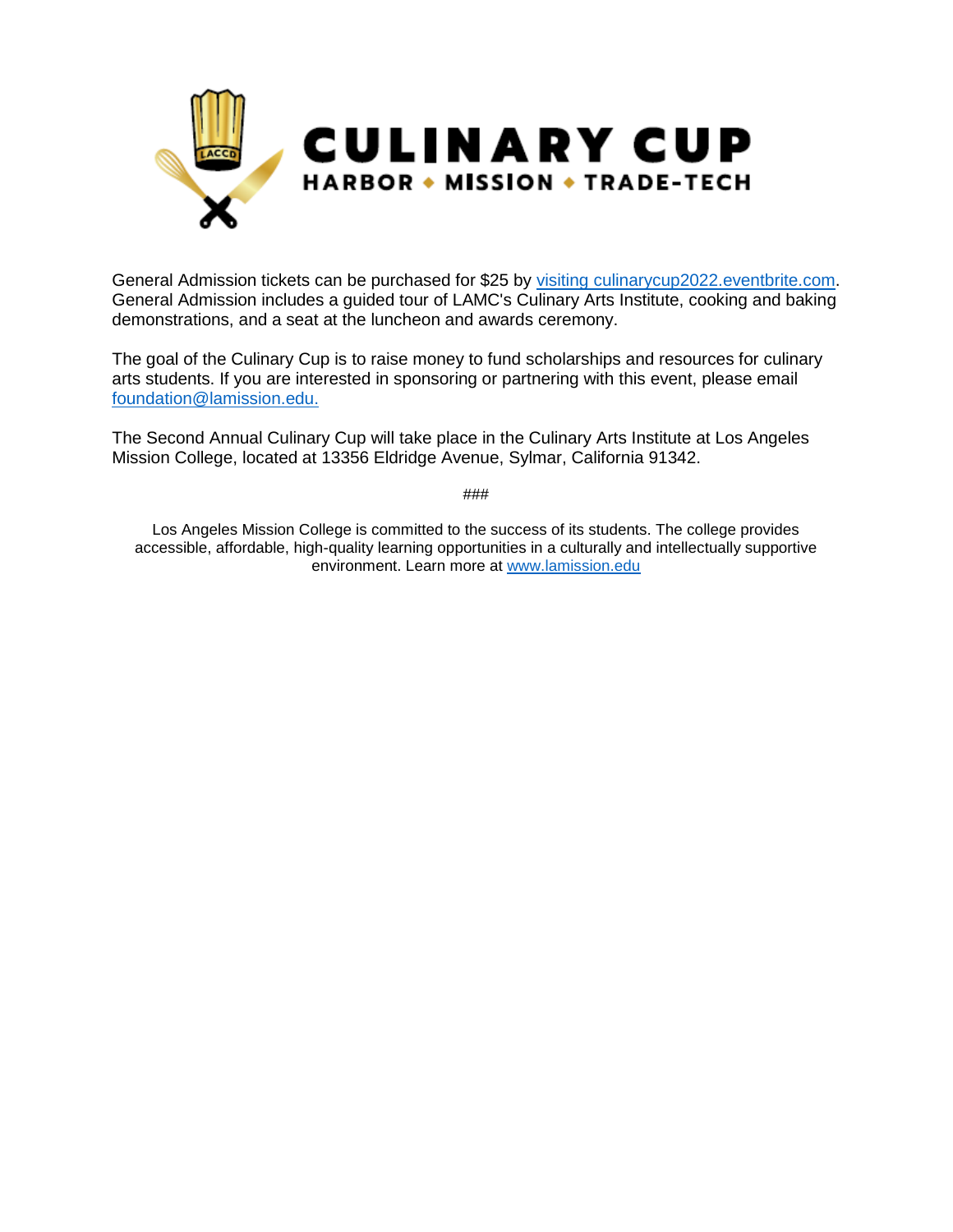# CULINARY CUP

**HARBOR ◆ MISSION ◆ TRADE-TECH**

General Admission tickets can be purchased for $25 by [visiting culinarycup2022.eventbrite.com](https://culinarycup2022.eventbrite.com). General Admission includes a guided tour of LAMC's Culinary Arts Institute, cooking and baking demonstrations, and a seat at the luncheon and awards ceremony.

The goal of the Culinary Cup is to raise money to fund scholarships and resources for culinary arts students. If you are interested in sponsoring or partnering with this event, please email [foundation@lamission.edu.](mailto:foundation@lamission.edu)

The Second Annual Culinary Cup will take place in the Culinary Arts Institute at Los Angeles Mission College, located at 13356 Eldridge Avenue, Sylmar, California 91342.

###

Los Angeles Mission College is committed to the success of its students. The college provides accessible, affordable, high-quality learning opportunities in a culturally and intellectually supportive environment. Learn more at [www.lamission.edu](http://www.lamission.edu)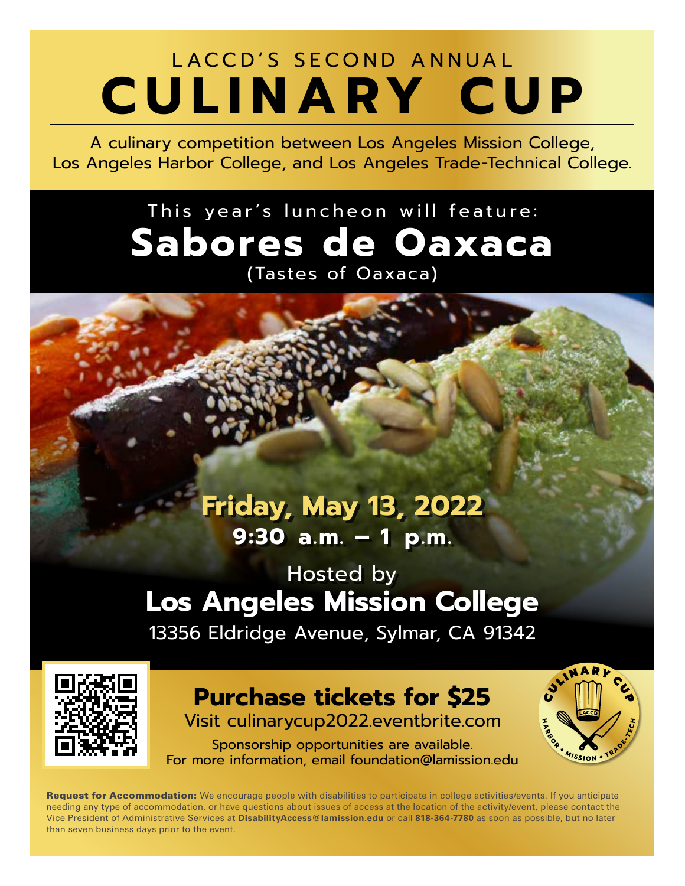LACCD'S SECOND ANNUAL

# CULINARY CUP

A culinary competition between Los Angeles Mission College, Los Angeles Harbor College, and Los Angeles Trade-Technical College.

This year's luncheon will feature:

## Sabores de Oaxaca

(Tastes of Oaxaca)

**Friday, May 13, 2022**

**9:30 a.m. – 1 p.m.**

Hosted by

**Los Angeles Mission College**

13356 Eldridge Avenue, Sylmar, CA 91342

## Purchase tickets for $25

Visit culinarycup2022.eventbrite.com

Sponsorship opportunities are available.
For more information, email foundation@lamission.edu

CULINARY CUP
LACCD
HARBOR • MISSION • TRADE-TECH

**Request for Accommodation:** We encourage people with disabilities to participate in college activities/events. If you anticipate needing any type of accommodation, or have questions about issues of access at the location of the activity/event, please contact the Vice President of Administrative Services at **DisabilityAccess@lamission.edu** or call **818-364-7780** as soon as possible, but no later than seven business days prior to the event.